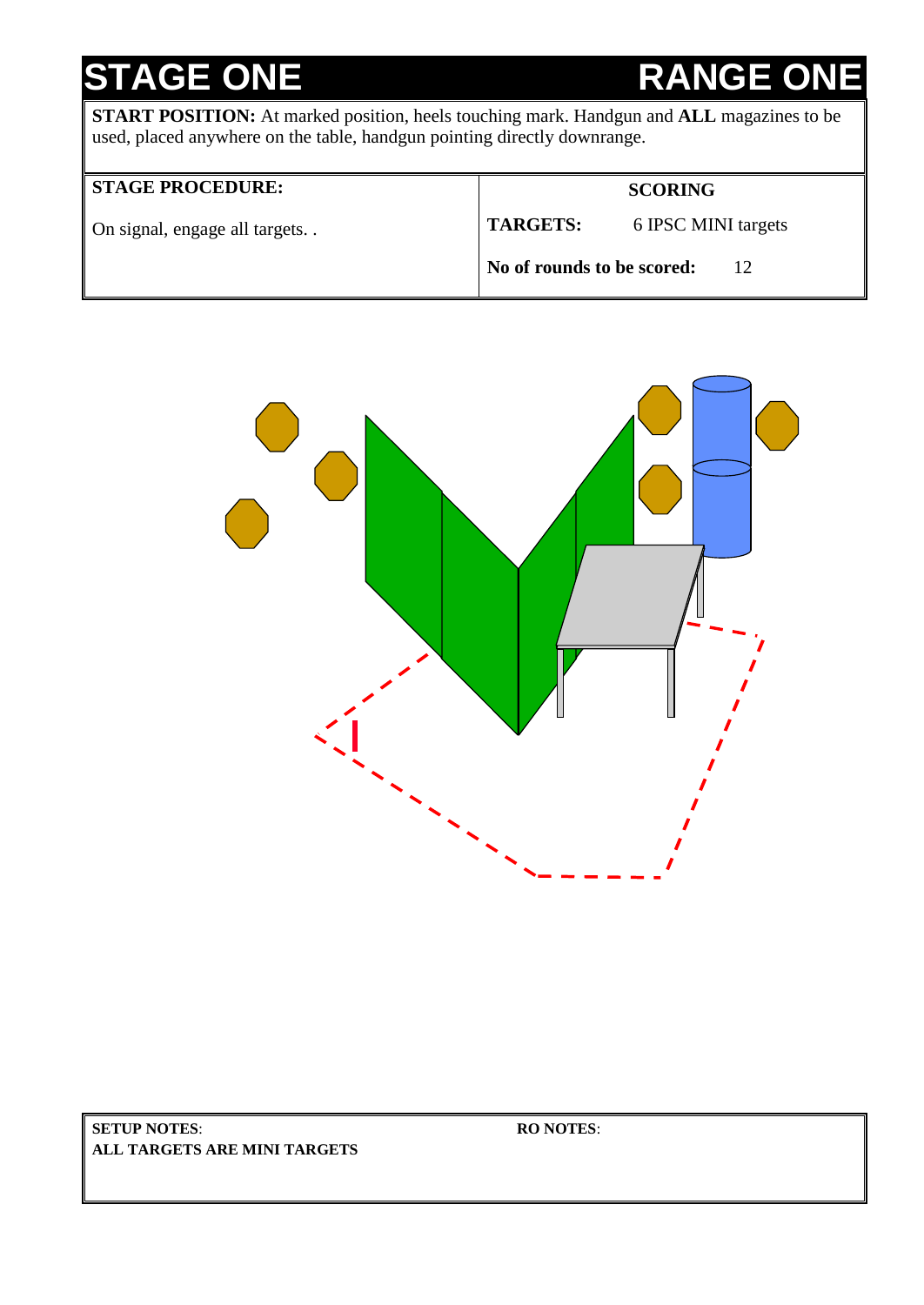# STAGE ONE — RANGE ONE

**START POSITION:** At marked position, heels touching mark. Handgun and **ALL** magazines to be used, placed anywhere on the table, handgun pointing directly downrange.

| **STAGE PROCEDURE:** | **SCORING** | |
|---|---|---|
| On signal, engage all targets. . | **TARGETS:** | 6 IPSC MINI targets |
| | **No of rounds to be scored:** | 12 |

| **SETUP NOTES**: | **RO NOTES**: |
|---|---|
| **ALL TARGETS ARE MINI TARGETS** | |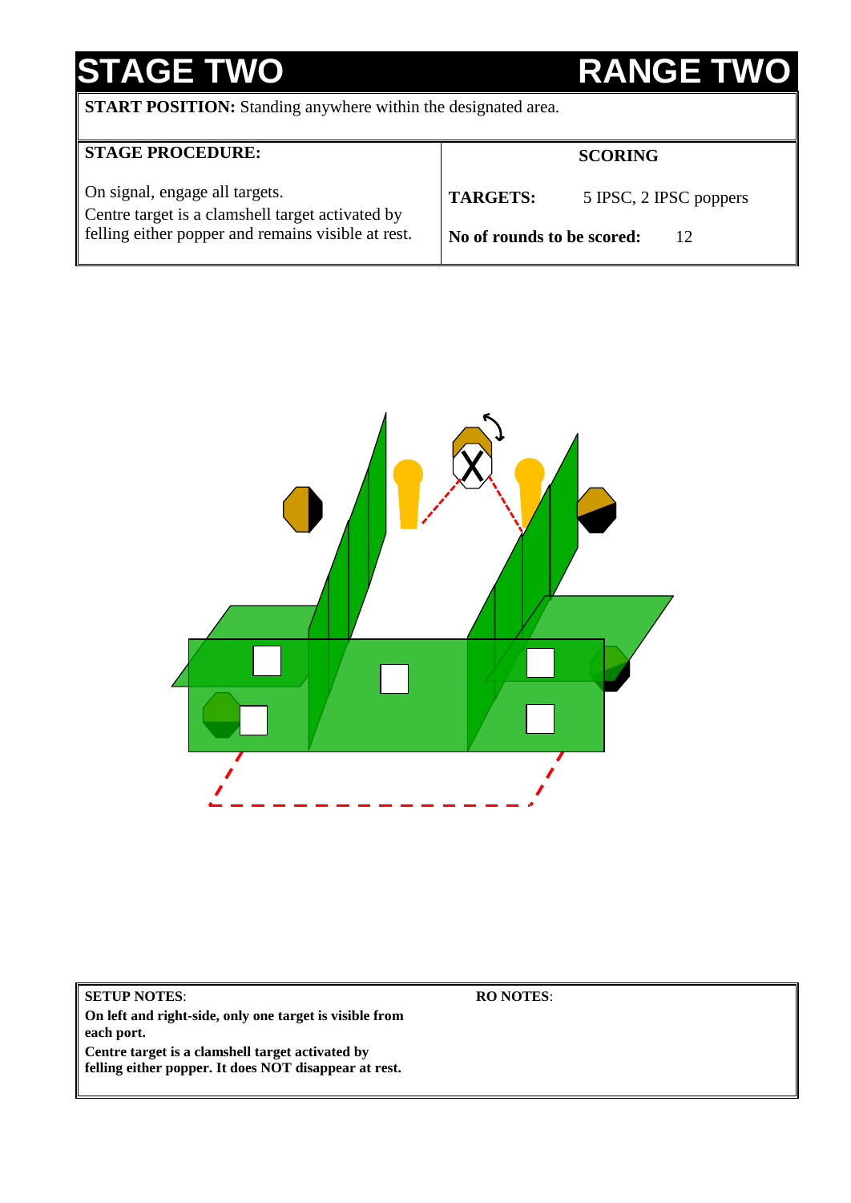# STAGE TWO — RANGE TWO

**START POSITION:** Standing anywhere within the designated area.

| **STAGE PROCEDURE:** | **SCORING** | |
|---|---|---|
| On signal, engage all targets. Centre target is a clamshell target activated by felling either popper and remains visible at rest. | **TARGETS:** | 5 IPSC, 2 IPSC poppers |
| | **No of rounds to be scored:** | 12 |

**SETUP NOTES**:
**On left and right-side, only one target is visible from each port.**
**Centre target is a clamshell target activated by felling either popper. It does NOT disappear at rest.**

**RO NOTES**: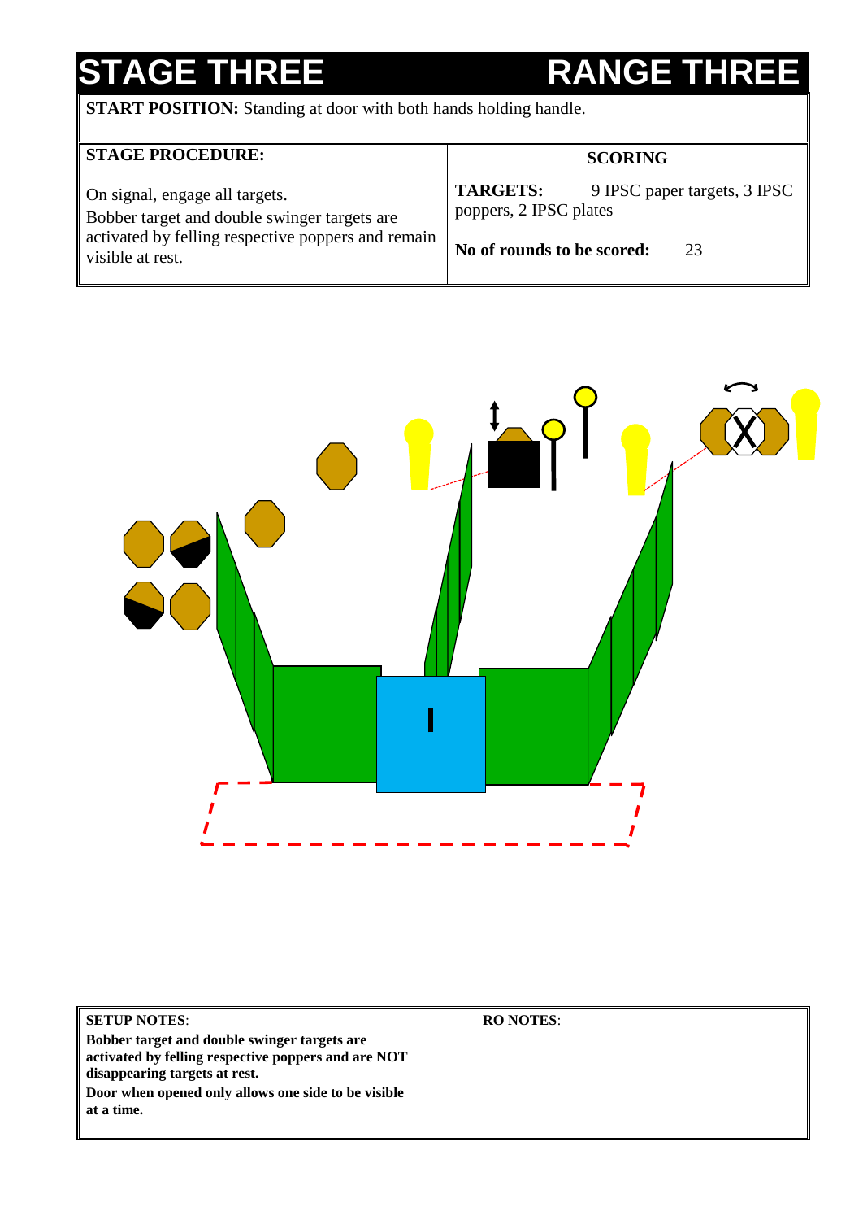# STAGE THREE — RANGE THREE

**START POSITION:** Standing at door with both hands holding handle.

| **STAGE PROCEDURE:** | **SCORING** |
|---|---|
| On signal, engage all targets. Bobber target and double swinger targets are activated by felling respective poppers and remain visible at rest. | **TARGETS:** 9 IPSC paper targets, 3 IPSC poppers, 2 IPSC plates<br><br>**No of rounds to be scored:** 23 |

| **SETUP NOTES**: | **RO NOTES**: |
|---|---|
| **Bobber target and double swinger targets are activated by felling respective poppers and are NOT disappearing targets at rest.**<br>**Door when opened only allows one side to be visible at a time.** | |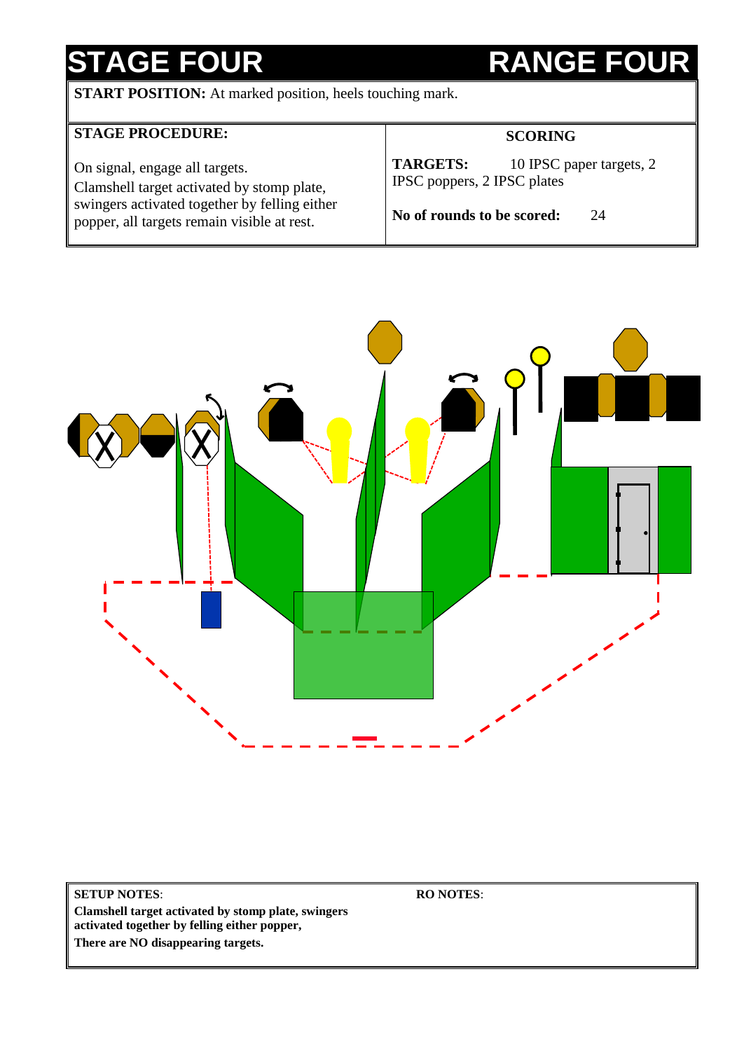# STAGE FOUR — RANGE FOUR

**START POSITION:** At marked position, heels touching mark.

| **STAGE PROCEDURE:** | **SCORING** |
|---|---|
| On signal, engage all targets. Clamshell target activated by stomp plate, swingers activated together by felling either popper, all targets remain visible at rest. | **TARGETS:** 10 IPSC paper targets, 2 IPSC poppers, 2 IPSC plates<br><br>**No of rounds to be scored:** 24 |

**SETUP NOTES**:
**Clamshell target activated by stomp plate, swingers activated together by felling either popper,**
**There are NO disappearing targets.**

**RO NOTES**: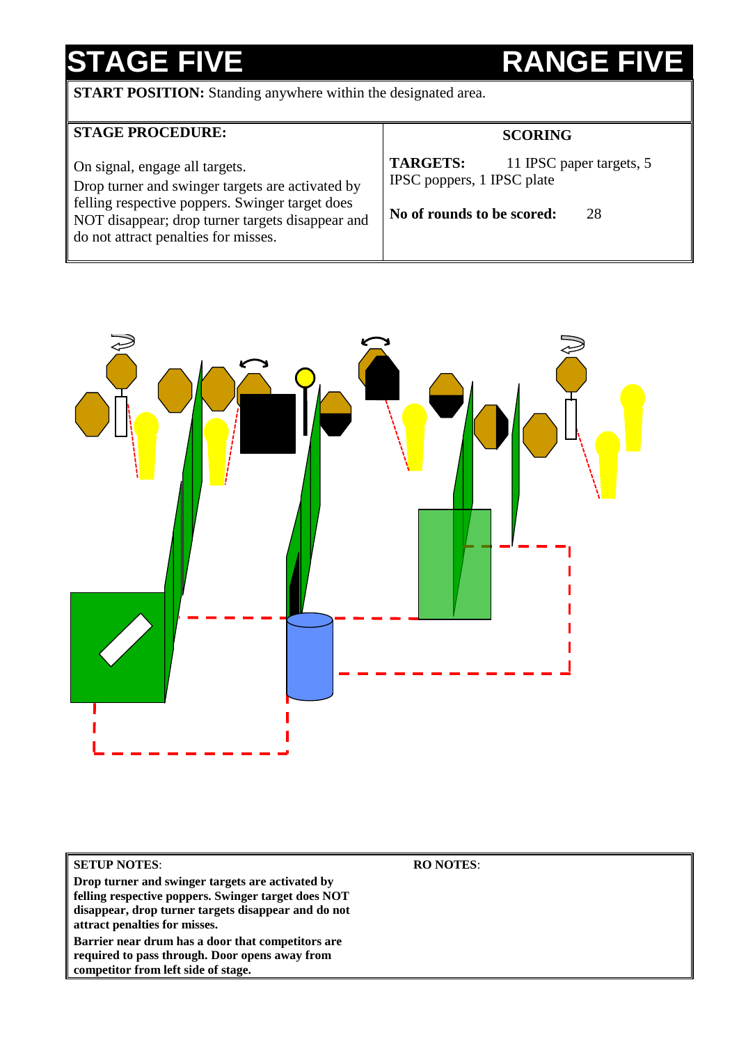# STAGE FIVE — RANGE FIVE

**START POSITION:** Standing anywhere within the designated area.

| STAGE PROCEDURE: | SCORING |
|---|---|
| On signal, engage all targets. Drop turner and swinger targets are activated by felling respective poppers. Swinger target does NOT disappear; drop turner targets disappear and do not attract penalties for misses. | **TARGETS:** 11 IPSC paper targets, 5 IPSC poppers, 1 IPSC plate<br><br>**No of rounds to be scored:** 28 |

**SETUP NOTES**:

**Drop turner and swinger targets are activated by felling respective poppers. Swinger target does NOT disappear, drop turner targets disappear and do not attract penalties for misses.**

**Barrier near drum has a door that competitors are required to pass through. Door opens away from competitor from left side of stage.**

**RO NOTES**: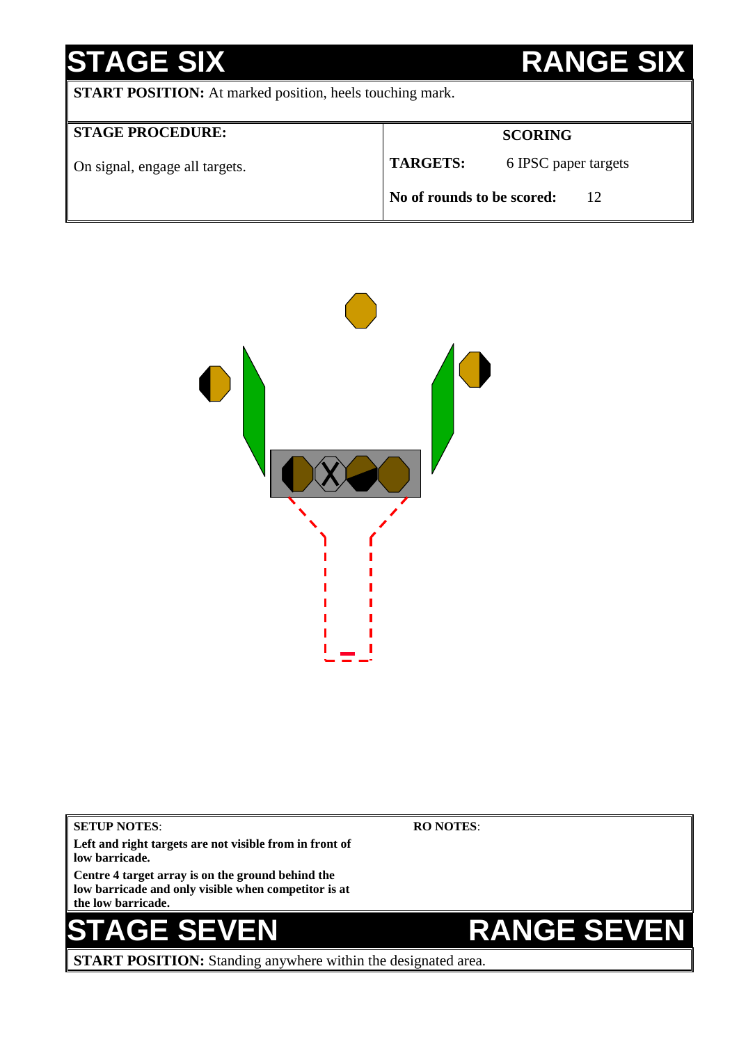# STAGE SIX — RANGE SIX

**START POSITION:** At marked position, heels touching mark.

| **STAGE PROCEDURE:** | **SCORING** | |
|---|---|---|
| On signal, engage all targets. | **TARGETS:** | 6 IPSC paper targets |
| | **No of rounds to be scored:** | 12 |

**SETUP NOTES**:

**Left and right targets are not visible from in front of low barricade.**

**Centre 4 target array is on the ground behind the low barricade and only visible when competitor is at the low barricade.**

**RO NOTES**:

# STAGE SEVEN — RANGE SEVEN

**START POSITION:** Standing anywhere within the designated area.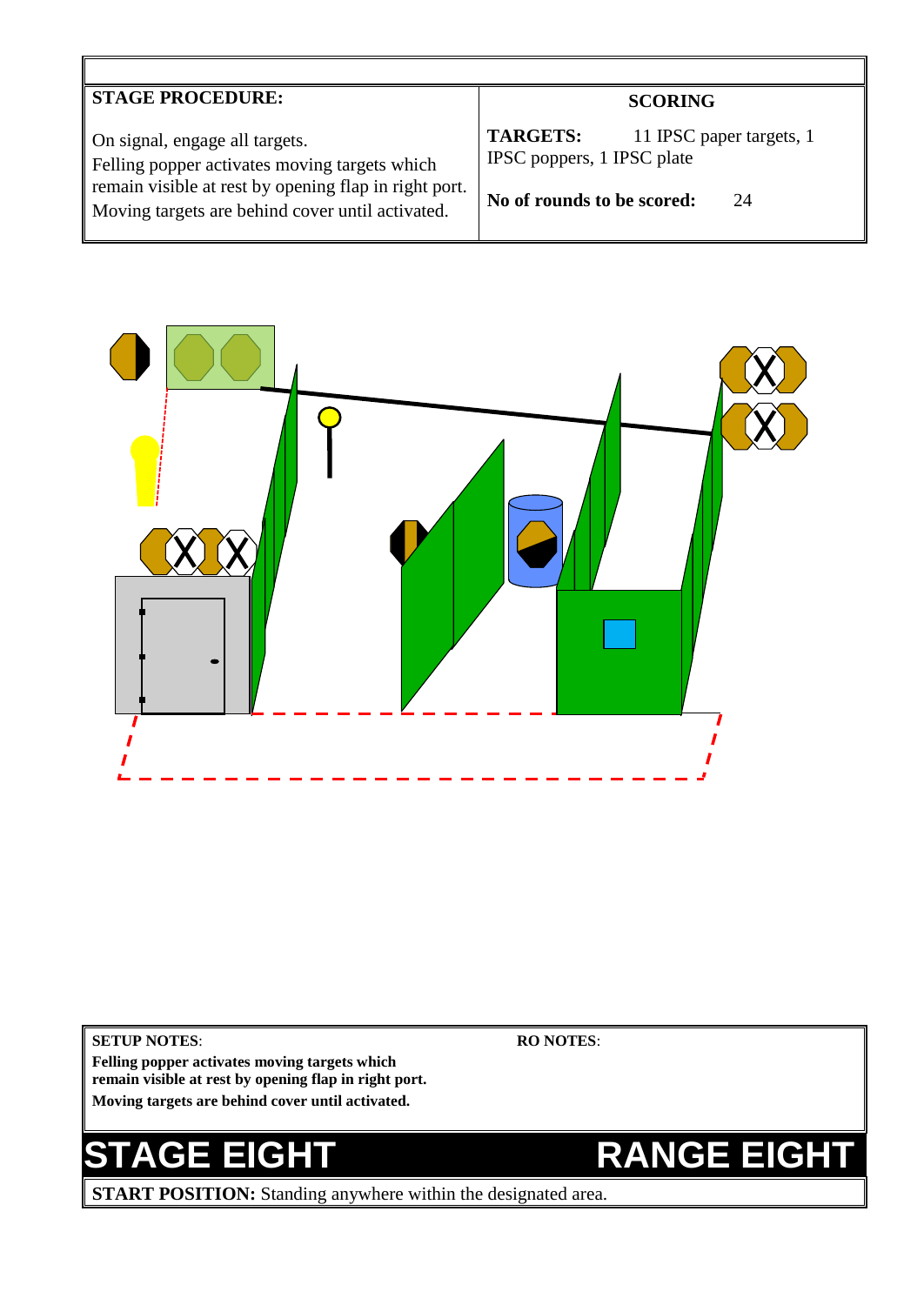| STAGE PROCEDURE: | SCORING |
|---|---|
| On signal, engage all targets. Felling popper activates moving targets which remain visible at rest by opening flap in right port. Moving targets are behind cover until activated. | **TARGETS:** 11 IPSC paper targets, 1 IPSC poppers, 1 IPSC plate<br><br>**No of rounds to be scored:** 24 |

| SETUP NOTES: | RO NOTES: |
|---|---|
| **Felling popper activates moving targets which remain visible at rest by opening flap in right port. Moving targets are behind cover until activated.** | |

# STAGE EIGHT RANGE EIGHT

**START POSITION:** Standing anywhere within the designated area.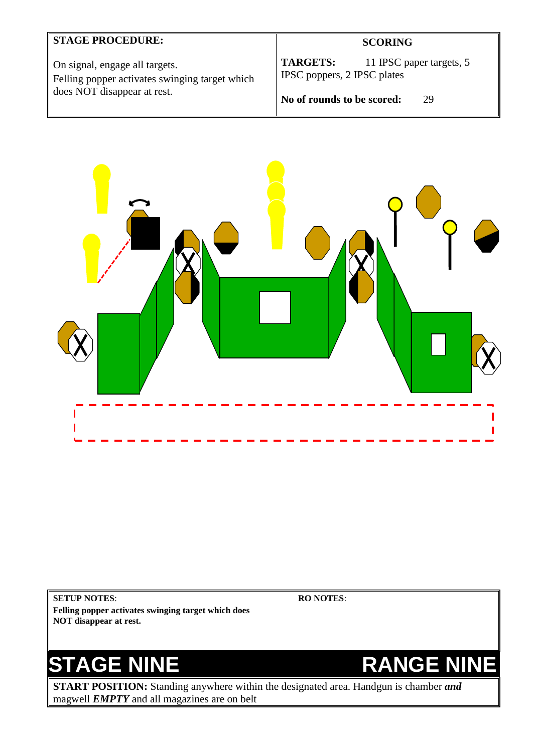| STAGE PROCEDURE: | SCORING |
| --- | --- |
| On signal, engage all targets.<br>Felling popper activates swinging target which does NOT disappear at rest. | **TARGETS:** 11 IPSC paper targets, 5 IPSC poppers, 2 IPSC plates<br><br>**No of rounds to be scored:** 29 |

| SETUP NOTES: | RO NOTES: |
| --- | --- |
| **Felling popper activates swinging target which does NOT disappear at rest.** | |

# STAGE NINE RANGE NINE

**START POSITION:** Standing anywhere within the designated area. Handgun is chamber ***and*** magwell ***EMPTY*** and all magazines are on belt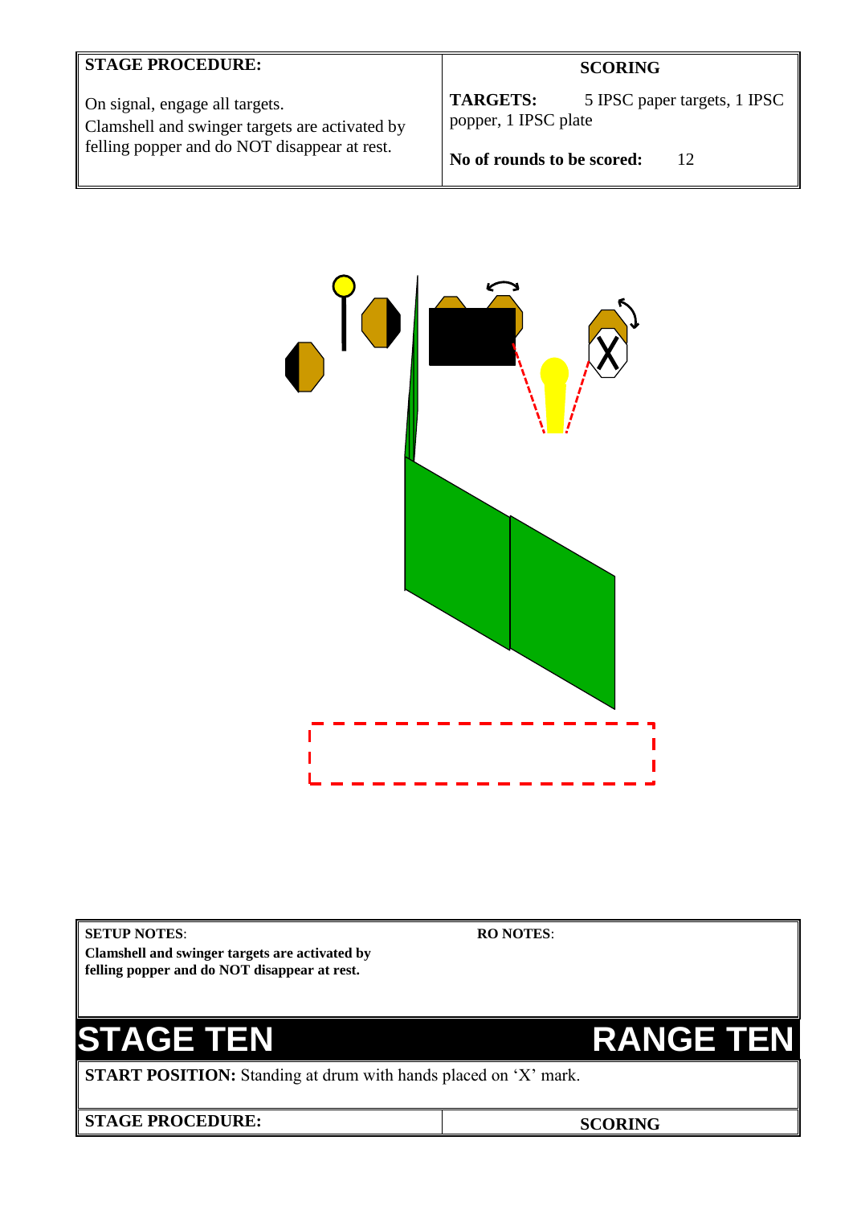| STAGE PROCEDURE: | SCORING |
| --- | --- |
| On signal, engage all targets. Clamshell and swinger targets are activated by felling popper and do NOT disappear at rest. | **TARGETS:** 5 IPSC paper targets, 1 IPSC popper, 1 IPSC plate<br><br>**No of rounds to be scored:** 12 |

| SETUP NOTES: | RO NOTES: |
| --- | --- |
| **Clamshell and swinger targets are activated by felling popper and do NOT disappear at rest.** | |

# STAGE TEN — RANGE TEN

**START POSITION:** Standing at drum with hands placed on 'X' mark.

| STAGE PROCEDURE: | SCORING |
| --- | --- |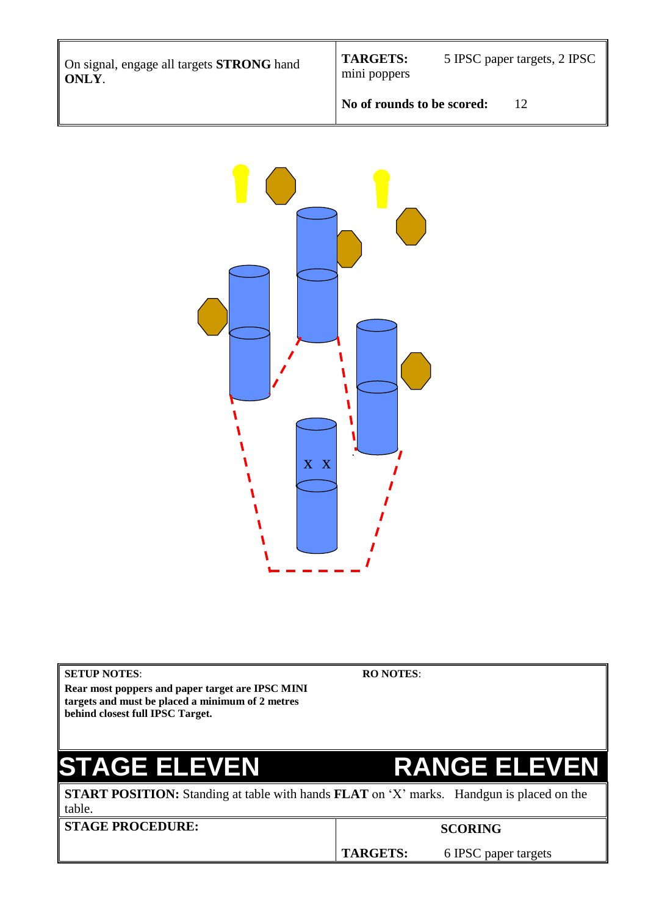| On signal, engage all targets **STRONG** hand **ONLY**. | **TARGETS:** 5 IPSC paper targets, 2 IPSC mini poppers |
| --- | --- |
| | **No of rounds to be scored:** 12 |

X X

| **SETUP NOTES**: | **RO NOTES**: |
| --- | --- |
| **Rear most poppers and paper target are IPSC MINI targets and must be placed a minimum of 2 metres behind closest full IPSC Target.** | |

# STAGE ELEVEN RANGE ELEVEN

**START POSITION:** Standing at table with hands **FLAT** on 'X' marks. Handgun is placed on the table.

| **STAGE PROCEDURE:** | **SCORING** |
| --- | --- |
| | **TARGETS:** 6 IPSC paper targets |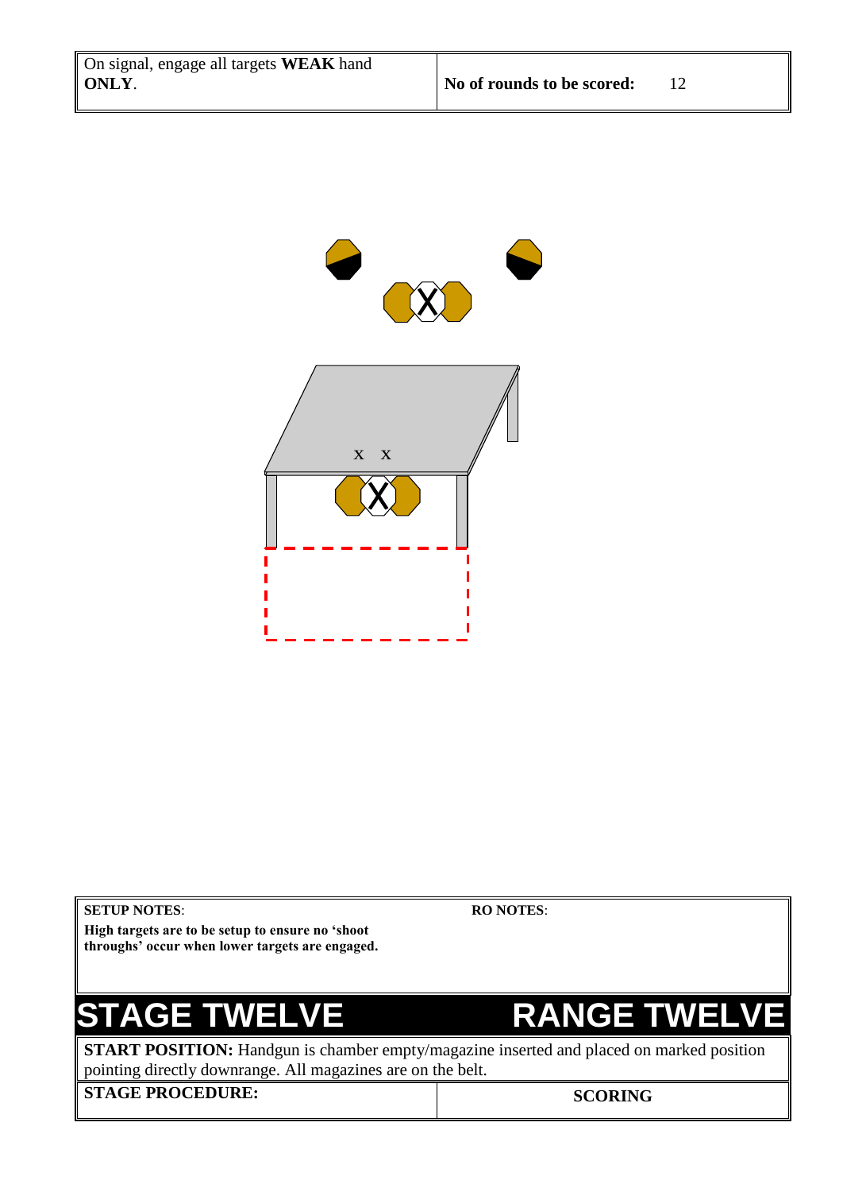| On signal, engage all targets **WEAK** hand **ONLY**. | **No of rounds to be scored:** 12 |
| --- | --- |

x x

| **SETUP NOTES**: **High targets are to be setup to ensure no 'shoot throughs' occur when lower targets are engaged.** | **RO NOTES**: |
| --- | --- |

# STAGE TWELVE RANGE TWELVE

**START POSITION:** Handgun is chamber empty/magazine inserted and placed on marked position pointing directly downrange. All magazines are on the belt.

| **STAGE PROCEDURE:** | **SCORING** |
| --- | --- |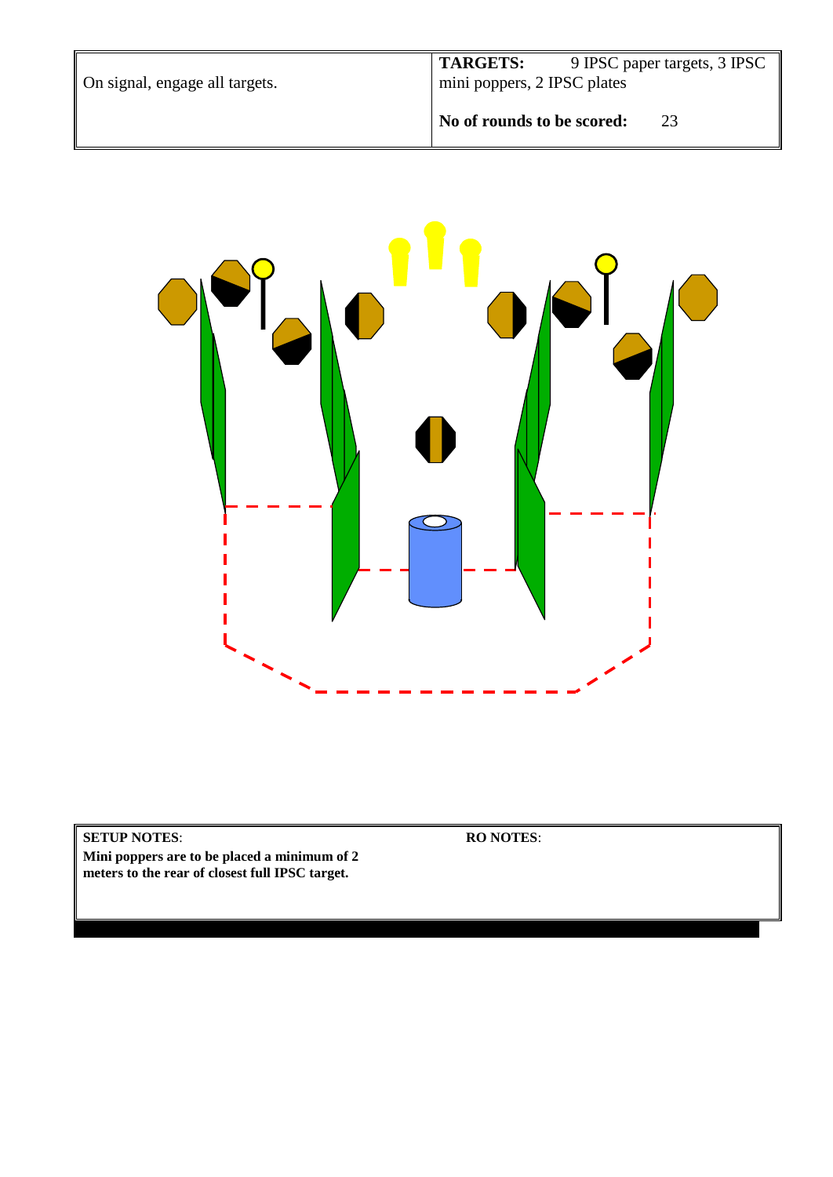| | |
|---|---|
| On signal, engage all targets. | **TARGETS:** 9 IPSC paper targets, 3 IPSC mini poppers, 2 IPSC plates<br><br>**No of rounds to be scored:** 23 |

| | |
|---|---|
| **SETUP NOTES**:<br>**Mini poppers are to be placed a minimum of 2 meters to the rear of closest full IPSC target.** | **RO NOTES**: |